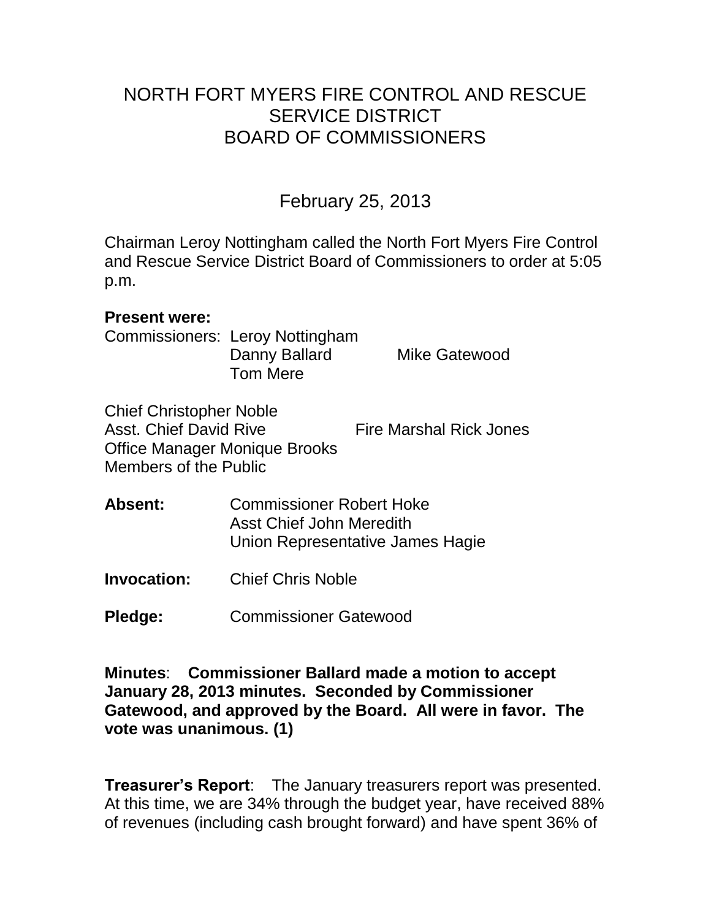# NORTH FORT MYERS FIRE CONTROL AND RESCUE SERVICE DISTRICT BOARD OF COMMISSIONERS

## February 25, 2013

Chairman Leroy Nottingham called the North Fort Myers Fire Control and Rescue Service District Board of Commissioners to order at 5:05 p.m.

**Present were:**

Commissioners: Leroy Nottingham
Danny Ballard
Mike Gatewood
Tom Mere

Chief Christopher Noble
Asst. Chief David Rive
Fire Marshal Rick Jones
Office Manager Monique Brooks
Members of the Public

**Absent:** Commissioner Robert Hoke
Asst Chief John Meredith
Union Representative James Hagie

**Invocation:** Chief Chris Noble

**Pledge:** Commissioner Gatewood

**Minutes**: **Commissioner Ballard made a motion to accept January 28, 2013 minutes. Seconded by Commissioner Gatewood, and approved by the Board. All were in favor. The vote was unanimous. (1)**

**Treasurer's Report**: The January treasurers report was presented. At this time, we are 34% through the budget year, have received 88% of revenues (including cash brought forward) and have spent 36% of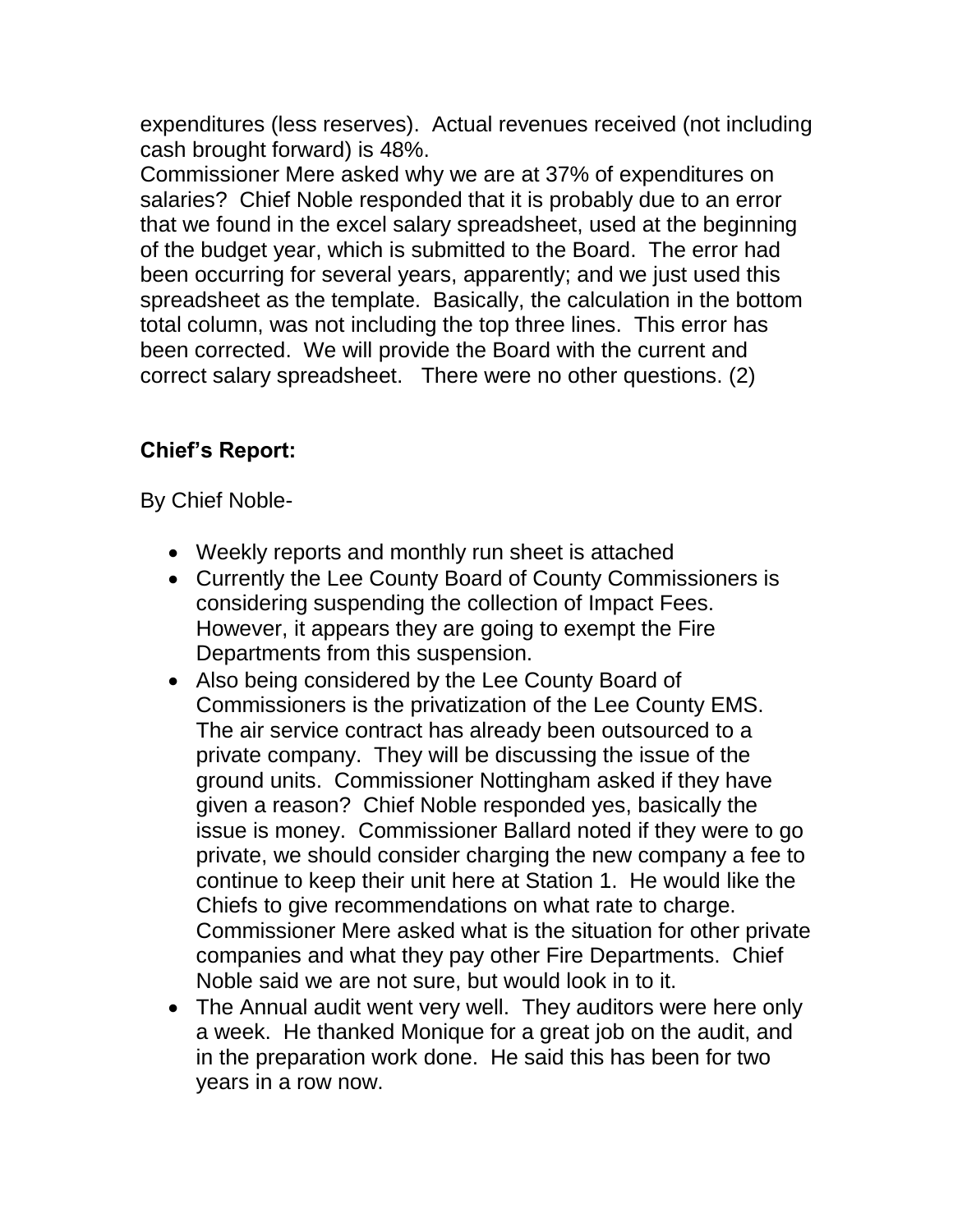expenditures (less reserves). Actual revenues received (not including cash brought forward) is 48%.

Commissioner Mere asked why we are at 37% of expenditures on salaries? Chief Noble responded that it is probably due to an error that we found in the excel salary spreadsheet, used at the beginning of the budget year, which is submitted to the Board. The error had been occurring for several years, apparently; and we just used this spreadsheet as the template. Basically, the calculation in the bottom total column, was not including the top three lines. This error has been corrected. We will provide the Board with the current and correct salary spreadsheet. There were no other questions. (2)

**Chief's Report:**

By Chief Noble-

- Weekly reports and monthly run sheet is attached
- Currently the Lee County Board of County Commissioners is considering suspending the collection of Impact Fees. However, it appears they are going to exempt the Fire Departments from this suspension.
- Also being considered by the Lee County Board of Commissioners is the privatization of the Lee County EMS. The air service contract has already been outsourced to a private company. They will be discussing the issue of the ground units. Commissioner Nottingham asked if they have given a reason? Chief Noble responded yes, basically the issue is money. Commissioner Ballard noted if they were to go private, we should consider charging the new company a fee to continue to keep their unit here at Station 1. He would like the Chiefs to give recommendations on what rate to charge. Commissioner Mere asked what is the situation for other private companies and what they pay other Fire Departments. Chief Noble said we are not sure, but would look in to it.
- The Annual audit went very well. They auditors were here only a week. He thanked Monique for a great job on the audit, and in the preparation work done. He said this has been for two years in a row now.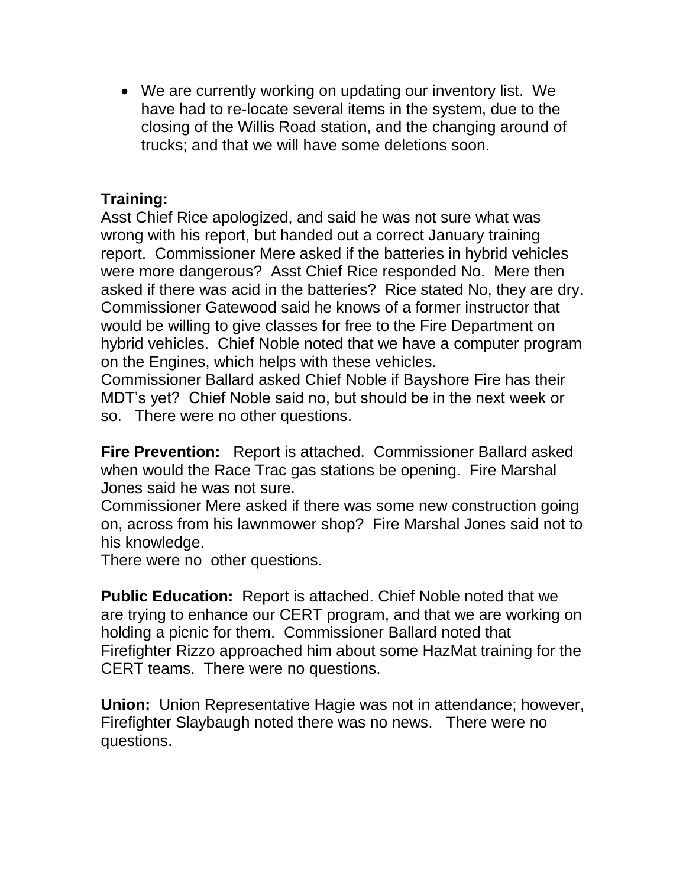- We are currently working on updating our inventory list. We have had to re-locate several items in the system, due to the closing of the Willis Road station, and the changing around of trucks; and that we will have some deletions soon.

**Training:**
Asst Chief Rice apologized, and said he was not sure what was wrong with his report, but handed out a correct January training report. Commissioner Mere asked if the batteries in hybrid vehicles were more dangerous? Asst Chief Rice responded No. Mere then asked if there was acid in the batteries? Rice stated No, they are dry. Commissioner Gatewood said he knows of a former instructor that would be willing to give classes for free to the Fire Department on hybrid vehicles. Chief Noble noted that we have a computer program on the Engines, which helps with these vehicles.
Commissioner Ballard asked Chief Noble if Bayshore Fire has their MDT's yet? Chief Noble said no, but should be in the next week or so. There were no other questions.

**Fire Prevention:** Report is attached. Commissioner Ballard asked when would the Race Trac gas stations be opening. Fire Marshal Jones said he was not sure.
Commissioner Mere asked if there was some new construction going on, across from his lawnmower shop? Fire Marshal Jones said not to his knowledge.
There were no other questions.

**Public Education:** Report is attached. Chief Noble noted that we are trying to enhance our CERT program, and that we are working on holding a picnic for them. Commissioner Ballard noted that Firefighter Rizzo approached him about some HazMat training for the CERT teams. There were no questions.

**Union:** Union Representative Hagie was not in attendance; however, Firefighter Slaybaugh noted there was no news. There were no questions.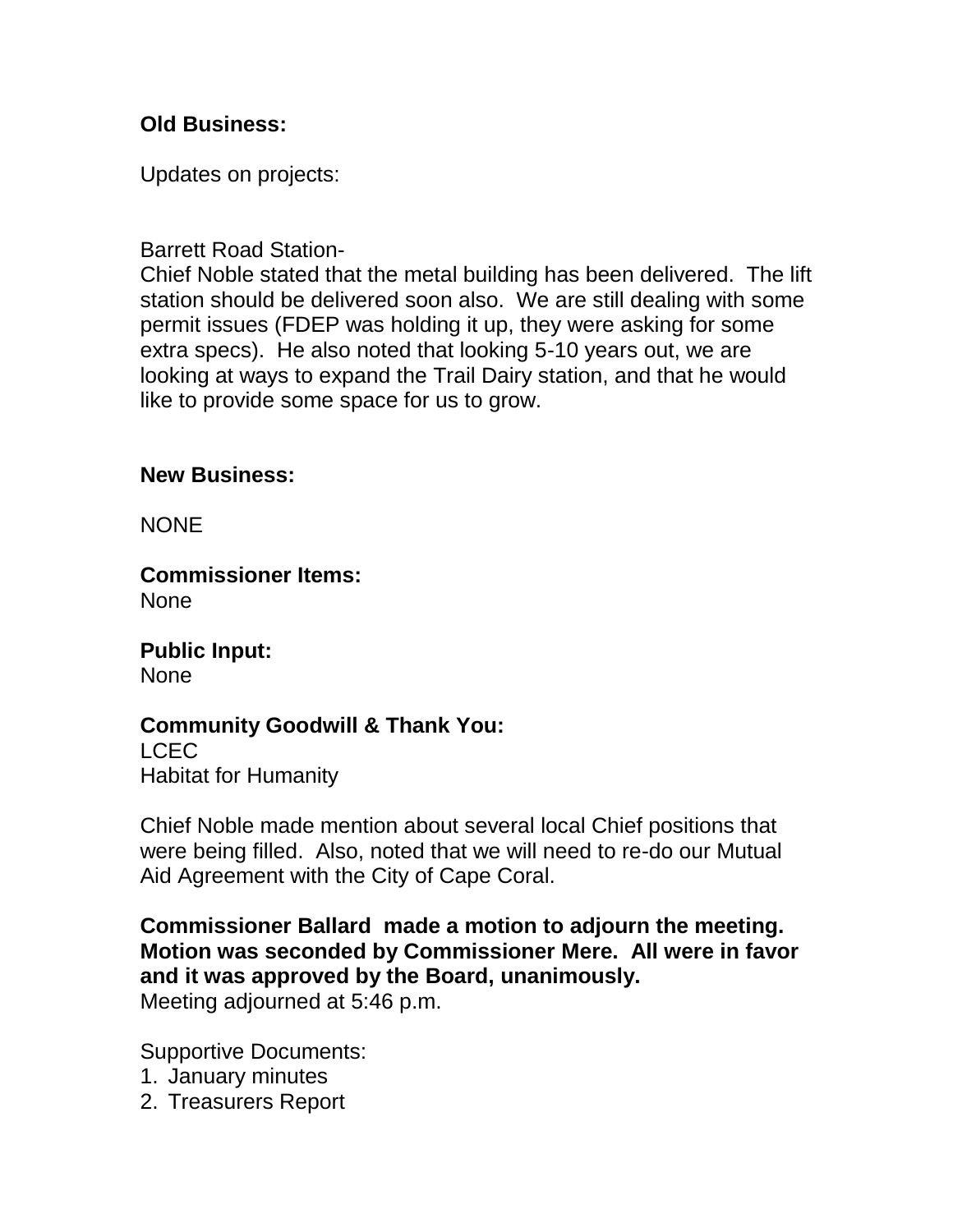**Old Business:**

Updates on projects:

Barrett Road Station-
Chief Noble stated that the metal building has been delivered. The lift station should be delivered soon also. We are still dealing with some permit issues (FDEP was holding it up, they were asking for some extra specs). He also noted that looking 5-10 years out, we are looking at ways to expand the Trail Dairy station, and that he would like to provide some space for us to grow.

**New Business:**

NONE

**Commissioner Items:**
None

**Public Input:**
None

**Community Goodwill & Thank You:**
LCEC
Habitat for Humanity

Chief Noble made mention about several local Chief positions that were being filled. Also, noted that we will need to re-do our Mutual Aid Agreement with the City of Cape Coral.

**Commissioner Ballard made a motion to adjourn the meeting. Motion was seconded by Commissioner Mere. All were in favor and it was approved by the Board, unanimously.**
Meeting adjourned at 5:46 p.m.

Supportive Documents:
1. January minutes
2. Treasurers Report